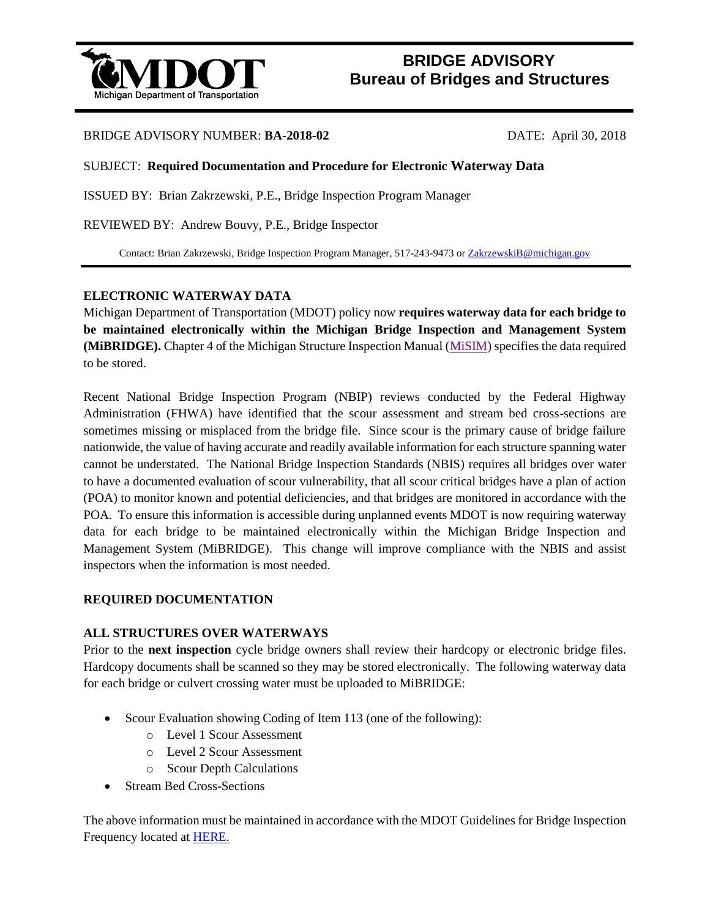# BRIDGE ADVISORY
## Bureau of Bridges and Structures

MDOT
Michigan Department of Transportation

BRIDGE ADVISORY NUMBER: **BA-2018-02** DATE: April 30, 2018

SUBJECT: **Required Documentation and Procedure for Electronic Waterway Data**

ISSUED BY: Brian Zakrzewski, P.E., Bridge Inspection Program Manager

REVIEWED BY: Andrew Bouvy, P.E., Bridge Inspector

Contact: Brian Zakrzewski, Bridge Inspection Program Manager, 517-243-9473 or ZakrzewskiB@michigan.gov

---

### ELECTRONIC WATERWAY DATA

Michigan Department of Transportation (MDOT) policy now **requires waterway data for each bridge to be maintained electronically within the Michigan Bridge Inspection and Management System (MiBRIDGE).** Chapter 4 of the Michigan Structure Inspection Manual (MiSIM) specifies the data required to be stored.

Recent National Bridge Inspection Program (NBIP) reviews conducted by the Federal Highway Administration (FHWA) have identified that the scour assessment and stream bed cross-sections are sometimes missing or misplaced from the bridge file. Since scour is the primary cause of bridge failure nationwide, the value of having accurate and readily available information for each structure spanning water cannot be understated. The National Bridge Inspection Standards (NBIS) requires all bridges over water to have a documented evaluation of scour vulnerability, that all scour critical bridges have a plan of action (POA) to monitor known and potential deficiencies, and that bridges are monitored in accordance with the POA. To ensure this information is accessible during unplanned events MDOT is now requiring waterway data for each bridge to be maintained electronically within the Michigan Bridge Inspection and Management System (MiBRIDGE). This change will improve compliance with the NBIS and assist inspectors when the information is most needed.

### REQUIRED DOCUMENTATION

### ALL STRUCTURES OVER WATERWAYS

Prior to the **next inspection** cycle bridge owners shall review their hardcopy or electronic bridge files. Hardcopy documents shall be scanned so they may be stored electronically. The following waterway data for each bridge or culvert crossing water must be uploaded to MiBRIDGE:

- Scour Evaluation showing Coding of Item 113 (one of the following):
  - Level 1 Scour Assessment
  - Level 2 Scour Assessment
  - Scour Depth Calculations
- Stream Bed Cross-Sections

The above information must be maintained in accordance with the MDOT Guidelines for Bridge Inspection Frequency located at HERE.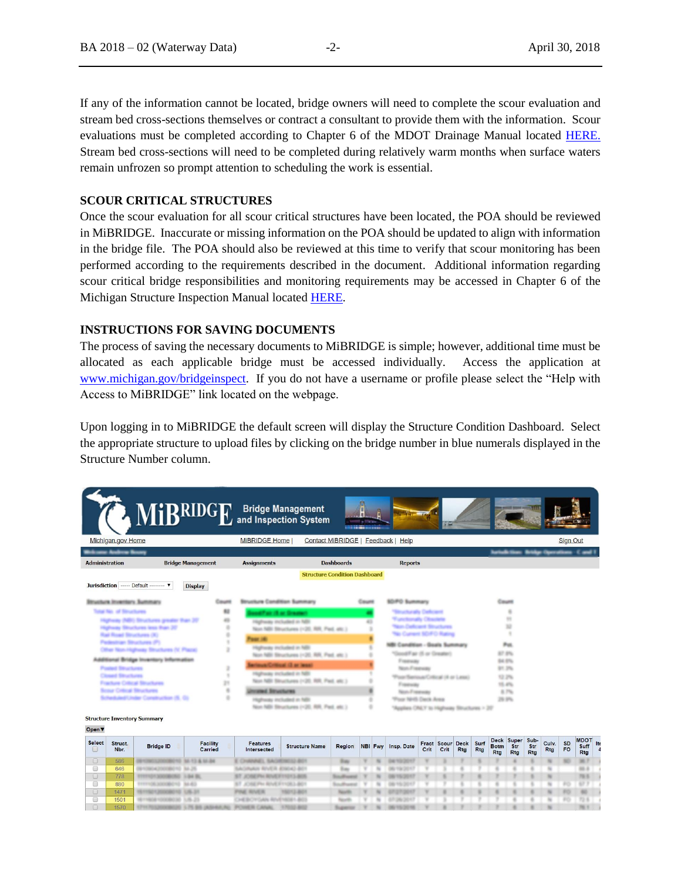If any of the information cannot be located, bridge owners will need to complete the scour evaluation and stream bed cross-sections themselves or contract a consultant to provide them with the information. Scour evaluations must be completed according to Chapter 6 of the MDOT Drainage Manual located HERE. Stream bed cross-sections will need to be completed during relatively warm months when surface waters remain unfrozen so prompt attention to scheduling the work is essential.

## SCOUR CRITICAL STRUCTURES

Once the scour evaluation for all scour critical structures have been located, the POA should be reviewed in MiBRIDGE. Inaccurate or missing information on the POA should be updated to align with information in the bridge file. The POA should also be reviewed at this time to verify that scour monitoring has been performed according to the requirements described in the document. Additional information regarding scour critical bridge responsibilities and monitoring requirements may be accessed in Chapter 6 of the Michigan Structure Inspection Manual located HERE.

## INSTRUCTIONS FOR SAVING DOCUMENTS

The process of saving the necessary documents to MiBRIDGE is simple; however, additional time must be allocated as each applicable bridge must be accessed individually. Access the application at www.michigan.gov/bridgeinspect. If you do not have a username or profile please select the "Help with Access to MiBRIDGE" link located on the webpage.

Upon logging in to MiBRIDGE the default screen will display the Structure Condition Dashboard. Select the appropriate structure to upload files by clicking on the bridge number in blue numerals displayed in the Structure Number column.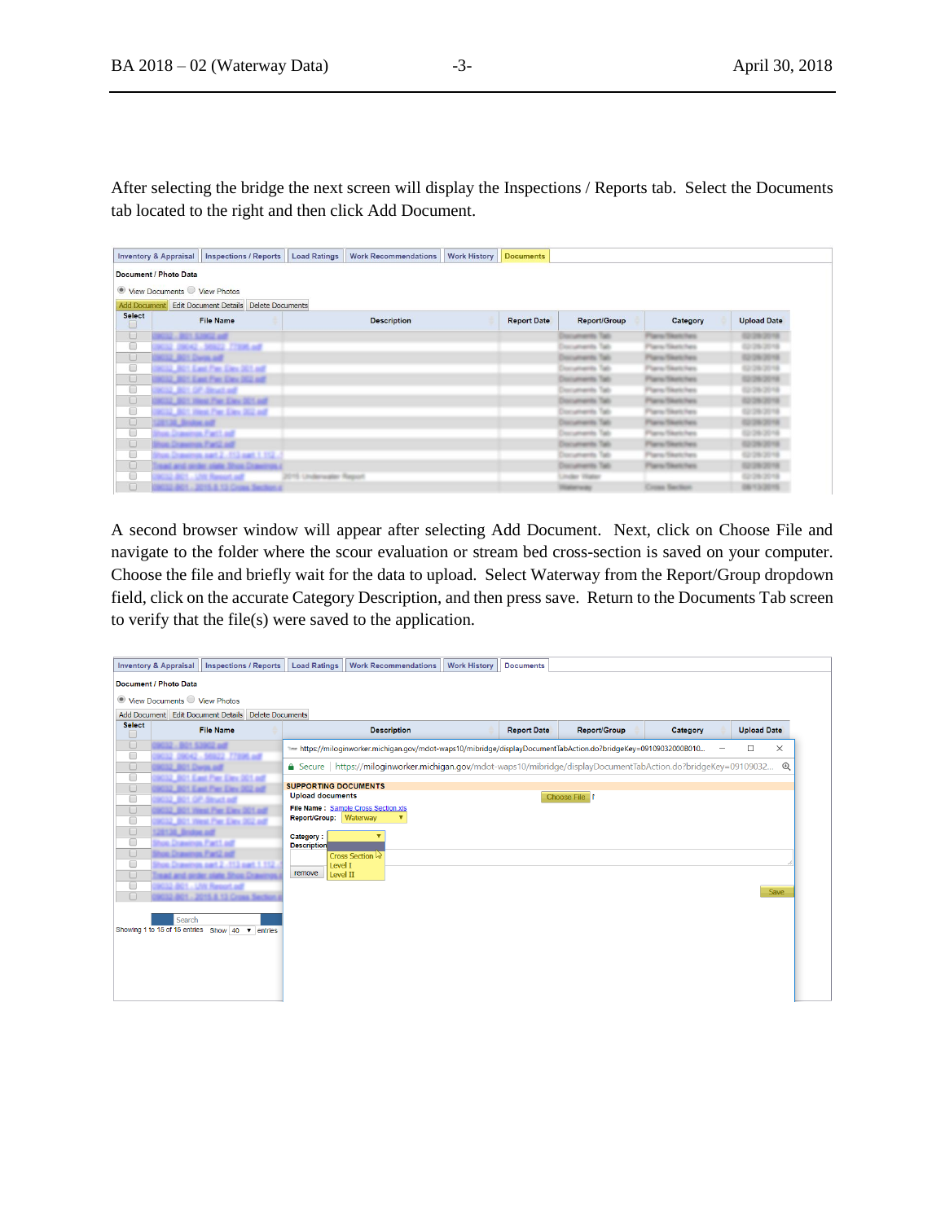After selecting the bridge the next screen will display the Inspections / Reports tab. Select the Documents tab located to the right and then click Add Document.

A second browser window will appear after selecting Add Document. Next, click on Choose File and navigate to the folder where the scour evaluation or stream bed cross-section is saved on your computer. Choose the file and briefly wait for the data to upload. Select Waterway from the Report/Group dropdown field, click on the accurate Category Description, and then press save. Return to the Documents Tab screen to verify that the file(s) were saved to the application.